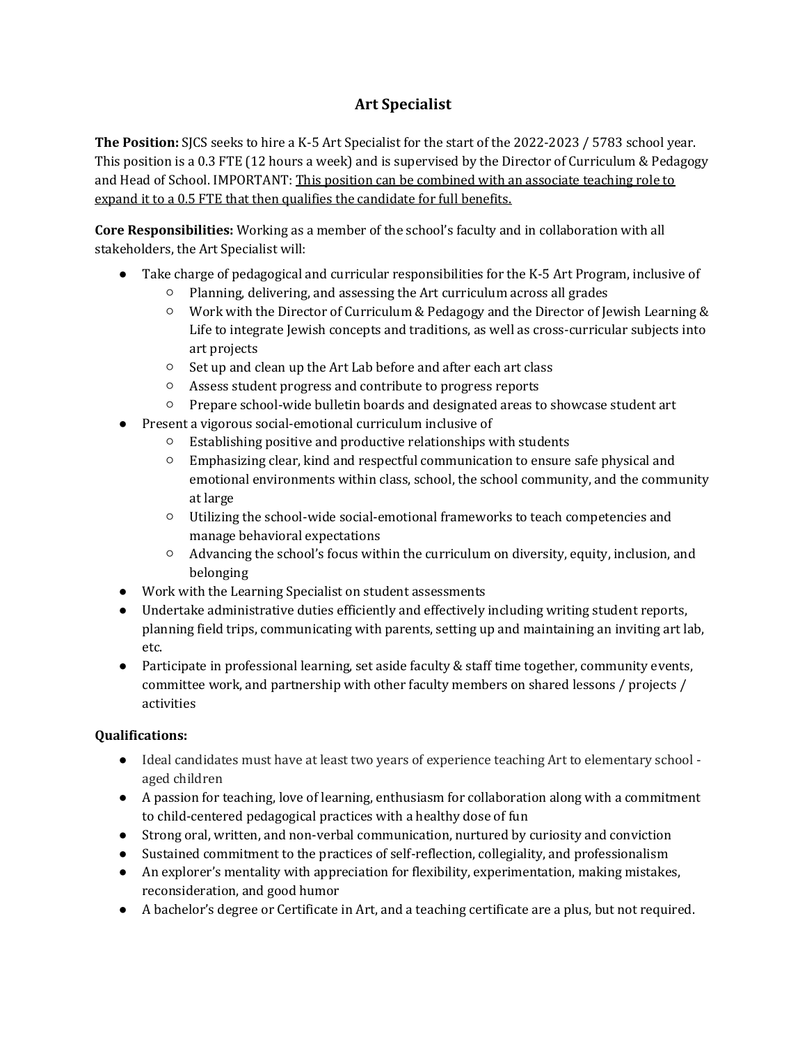# Art Specialist

**The Position:** SJCS seeks to hire a K-5 Art Specialist for the start of the 2022-2023 / 5783 school year. This position is a 0.3 FTE (12 hours a week) and is supervised by the Director of Curriculum & Pedagogy and Head of School. IMPORTANT: <u>This position can be combined with an associate teaching role to expand it to a 0.5 FTE that then qualifies the candidate for full benefits.</u>

**Core Responsibilities:** Working as a member of the school's faculty and in collaboration with all stakeholders, the Art Specialist will:

- Take charge of pedagogical and curricular responsibilities for the K-5 Art Program, inclusive of
  - Planning, delivering, and assessing the Art curriculum across all grades
  - Work with the Director of Curriculum & Pedagogy and the Director of Jewish Learning & Life to integrate Jewish concepts and traditions, as well as cross-curricular subjects into art projects
  - Set up and clean up the Art Lab before and after each art class
  - Assess student progress and contribute to progress reports
  - Prepare school-wide bulletin boards and designated areas to showcase student art
- Present a vigorous social-emotional curriculum inclusive of
  - Establishing positive and productive relationships with students
  - Emphasizing clear, kind and respectful communication to ensure safe physical and emotional environments within class, school, the school community, and the community at large
  - Utilizing the school-wide social-emotional frameworks to teach competencies and manage behavioral expectations
  - Advancing the school's focus within the curriculum on diversity, equity, inclusion, and belonging
- Work with the Learning Specialist on student assessments
- Undertake administrative duties efficiently and effectively including writing student reports, planning field trips, communicating with parents, setting up and maintaining an inviting art lab, etc.
- Participate in professional learning, set aside faculty & staff time together, community events, committee work, and partnership with other faculty members on shared lessons / projects / activities

**Qualifications:**

- Ideal candidates must have at least two years of experience teaching Art to elementary school - aged children
- A passion for teaching, love of learning, enthusiasm for collaboration along with a commitment to child-centered pedagogical practices with a healthy dose of fun
- Strong oral, written, and non-verbal communication, nurtured by curiosity and conviction
- Sustained commitment to the practices of self-reflection, collegiality, and professionalism
- An explorer's mentality with appreciation for flexibility, experimentation, making mistakes, reconsideration, and good humor
- A bachelor's degree or Certificate in Art, and a teaching certificate are a plus, but not required.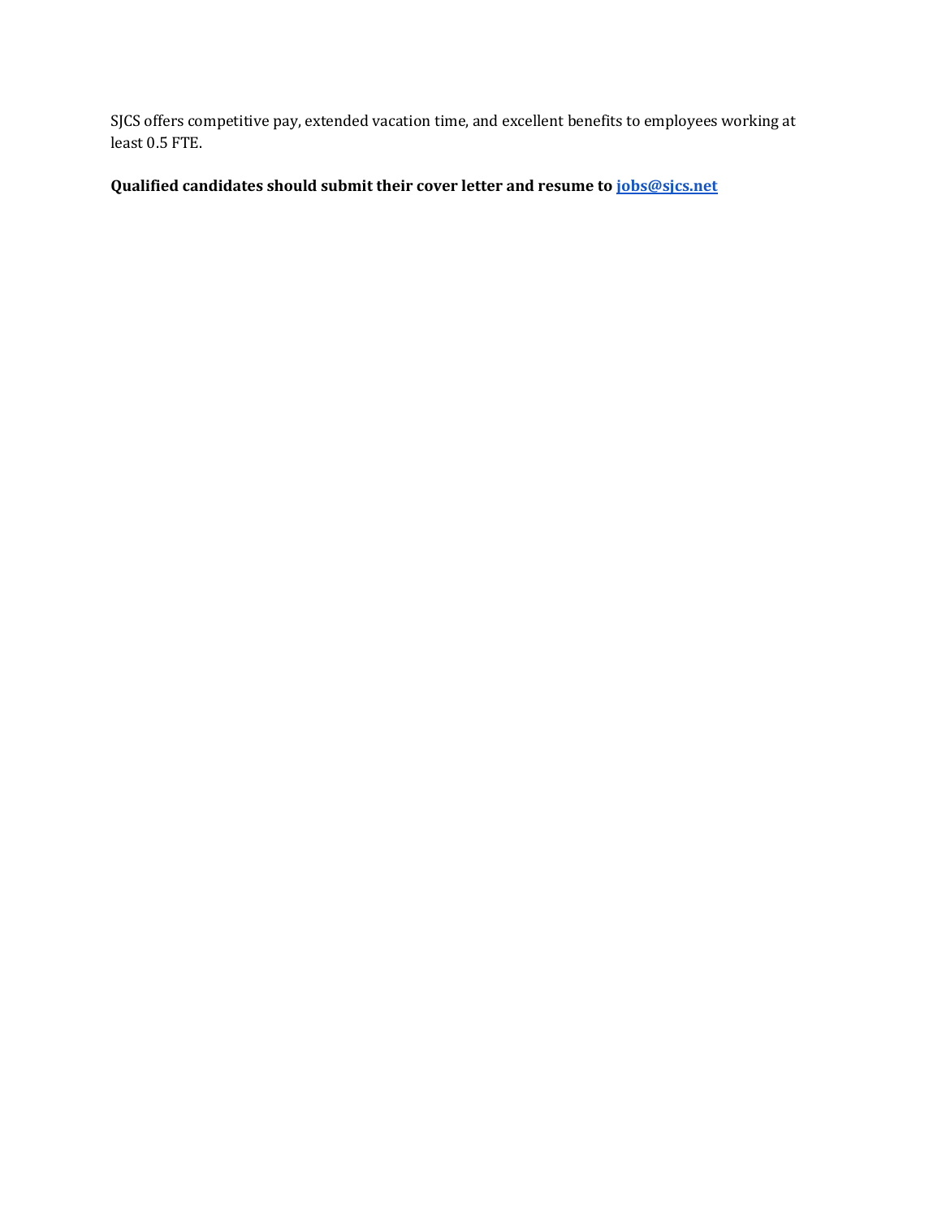SJCS offers competitive pay, extended vacation time, and excellent benefits to employees working at least 0.5 FTE.

**Qualified candidates should submit their cover letter and resume to [jobs@sjcs.net](mailto:jobs@sjcs.net)**